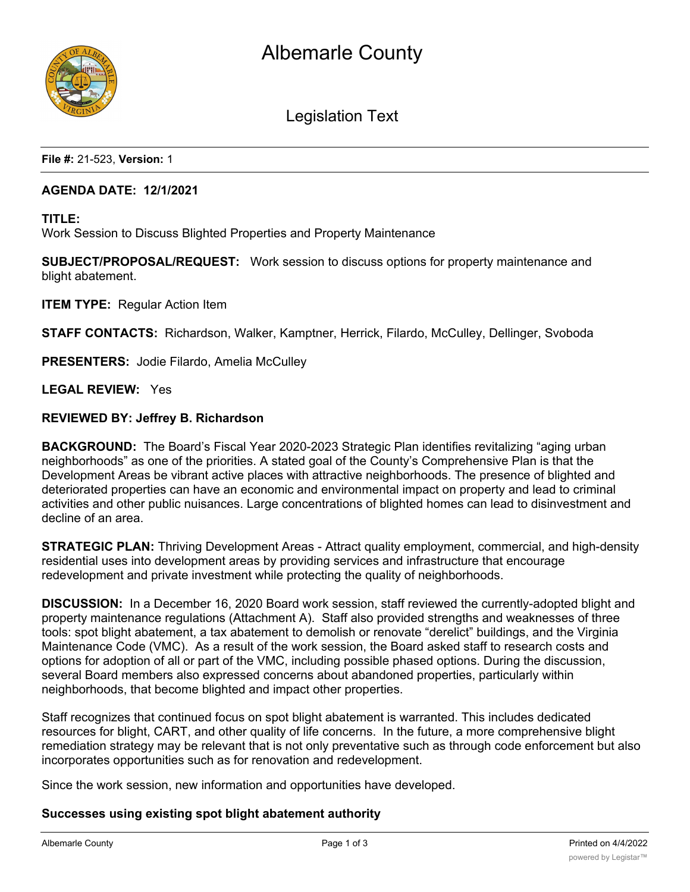# Albemarle County

## Legislation Text

**File #:** 21-523, **Version:** 1

**AGENDA DATE: 12/1/2021**

**TITLE:**
Work Session to Discuss Blighted Properties and Property Maintenance

**SUBJECT/PROPOSAL/REQUEST:** Work session to discuss options for property maintenance and blight abatement.

**ITEM TYPE:** Regular Action Item

**STAFF CONTACTS:** Richardson, Walker, Kamptner, Herrick, Filardo, McCulley, Dellinger, Svoboda

**PRESENTERS:** Jodie Filardo, Amelia McCulley

**LEGAL REVIEW:** Yes

**REVIEWED BY: Jeffrey B. Richardson**

**BACKGROUND:** The Board's Fiscal Year 2020-2023 Strategic Plan identifies revitalizing "aging urban neighborhoods" as one of the priorities. A stated goal of the County's Comprehensive Plan is that the Development Areas be vibrant active places with attractive neighborhoods. The presence of blighted and deteriorated properties can have an economic and environmental impact on property and lead to criminal activities and other public nuisances. Large concentrations of blighted homes can lead to disinvestment and decline of an area.

**STRATEGIC PLAN:** Thriving Development Areas - Attract quality employment, commercial, and high-density residential uses into development areas by providing services and infrastructure that encourage redevelopment and private investment while protecting the quality of neighborhoods.

**DISCUSSION:** In a December 16, 2020 Board work session, staff reviewed the currently-adopted blight and property maintenance regulations (Attachment A). Staff also provided strengths and weaknesses of three tools: spot blight abatement, a tax abatement to demolish or renovate "derelict" buildings, and the Virginia Maintenance Code (VMC). As a result of the work session, the Board asked staff to research costs and options for adoption of all or part of the VMC, including possible phased options. During the discussion, several Board members also expressed concerns about abandoned properties, particularly within neighborhoods, that become blighted and impact other properties.

Staff recognizes that continued focus on spot blight abatement is warranted. This includes dedicated resources for blight, CART, and other quality of life concerns. In the future, a more comprehensive blight remediation strategy may be relevant that is not only preventative such as through code enforcement but also incorporates opportunities such as for renovation and redevelopment.

Since the work session, new information and opportunities have developed.

**Successes using existing spot blight abatement authority**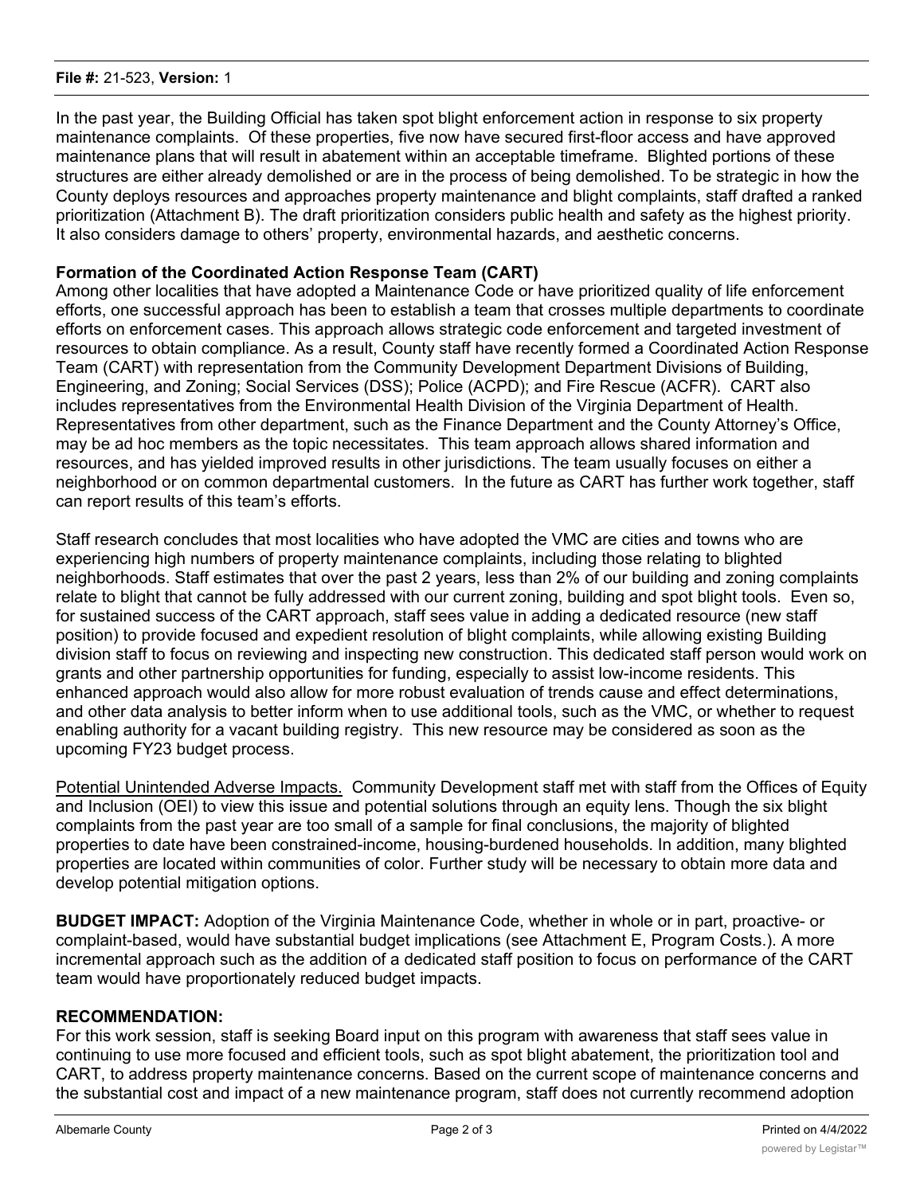In the past year, the Building Official has taken spot blight enforcement action in response to six property maintenance complaints. Of these properties, five now have secured first-floor access and have approved maintenance plans that will result in abatement within an acceptable timeframe. Blighted portions of these structures are either already demolished or are in the process of being demolished. To be strategic in how the County deploys resources and approaches property maintenance and blight complaints, staff drafted a ranked prioritization (Attachment B). The draft prioritization considers public health and safety as the highest priority. It also considers damage to others' property, environmental hazards, and aesthetic concerns.

**Formation of the Coordinated Action Response Team (CART)**

Among other localities that have adopted a Maintenance Code or have prioritized quality of life enforcement efforts, one successful approach has been to establish a team that crosses multiple departments to coordinate efforts on enforcement cases. This approach allows strategic code enforcement and targeted investment of resources to obtain compliance. As a result, County staff have recently formed a Coordinated Action Response Team (CART) with representation from the Community Development Department Divisions of Building, Engineering, and Zoning; Social Services (DSS); Police (ACPD); and Fire Rescue (ACFR). CART also includes representatives from the Environmental Health Division of the Virginia Department of Health. Representatives from other department, such as the Finance Department and the County Attorney's Office, may be ad hoc members as the topic necessitates. This team approach allows shared information and resources, and has yielded improved results in other jurisdictions. The team usually focuses on either a neighborhood or on common departmental customers. In the future as CART has further work together, staff can report results of this team's efforts.

Staff research concludes that most localities who have adopted the VMC are cities and towns who are experiencing high numbers of property maintenance complaints, including those relating to blighted neighborhoods. Staff estimates that over the past 2 years, less than 2% of our building and zoning complaints relate to blight that cannot be fully addressed with our current zoning, building and spot blight tools. Even so, for sustained success of the CART approach, staff sees value in adding a dedicated resource (new staff position) to provide focused and expedient resolution of blight complaints, while allowing existing Building division staff to focus on reviewing and inspecting new construction. This dedicated staff person would work on grants and other partnership opportunities for funding, especially to assist low-income residents. This enhanced approach would also allow for more robust evaluation of trends cause and effect determinations, and other data analysis to better inform when to use additional tools, such as the VMC, or whether to request enabling authority for a vacant building registry. This new resource may be considered as soon as the upcoming FY23 budget process.

<u>Potential Unintended Adverse Impacts.</u> Community Development staff met with staff from the Offices of Equity and Inclusion (OEI) to view this issue and potential solutions through an equity lens. Though the six blight complaints from the past year are too small of a sample for final conclusions, the majority of blighted properties to date have been constrained-income, housing-burdened households. In addition, many blighted properties are located within communities of color. Further study will be necessary to obtain more data and develop potential mitigation options.

**BUDGET IMPACT:** Adoption of the Virginia Maintenance Code, whether in whole or in part, proactive- or complaint-based, would have substantial budget implications (see Attachment E, Program Costs.). A more incremental approach such as the addition of a dedicated staff position to focus on performance of the CART team would have proportionately reduced budget impacts.

**RECOMMENDATION:**

For this work session, staff is seeking Board input on this program with awareness that staff sees value in continuing to use more focused and efficient tools, such as spot blight abatement, the prioritization tool and CART, to address property maintenance concerns. Based on the current scope of maintenance concerns and the substantial cost and impact of a new maintenance program, staff does not currently recommend adoption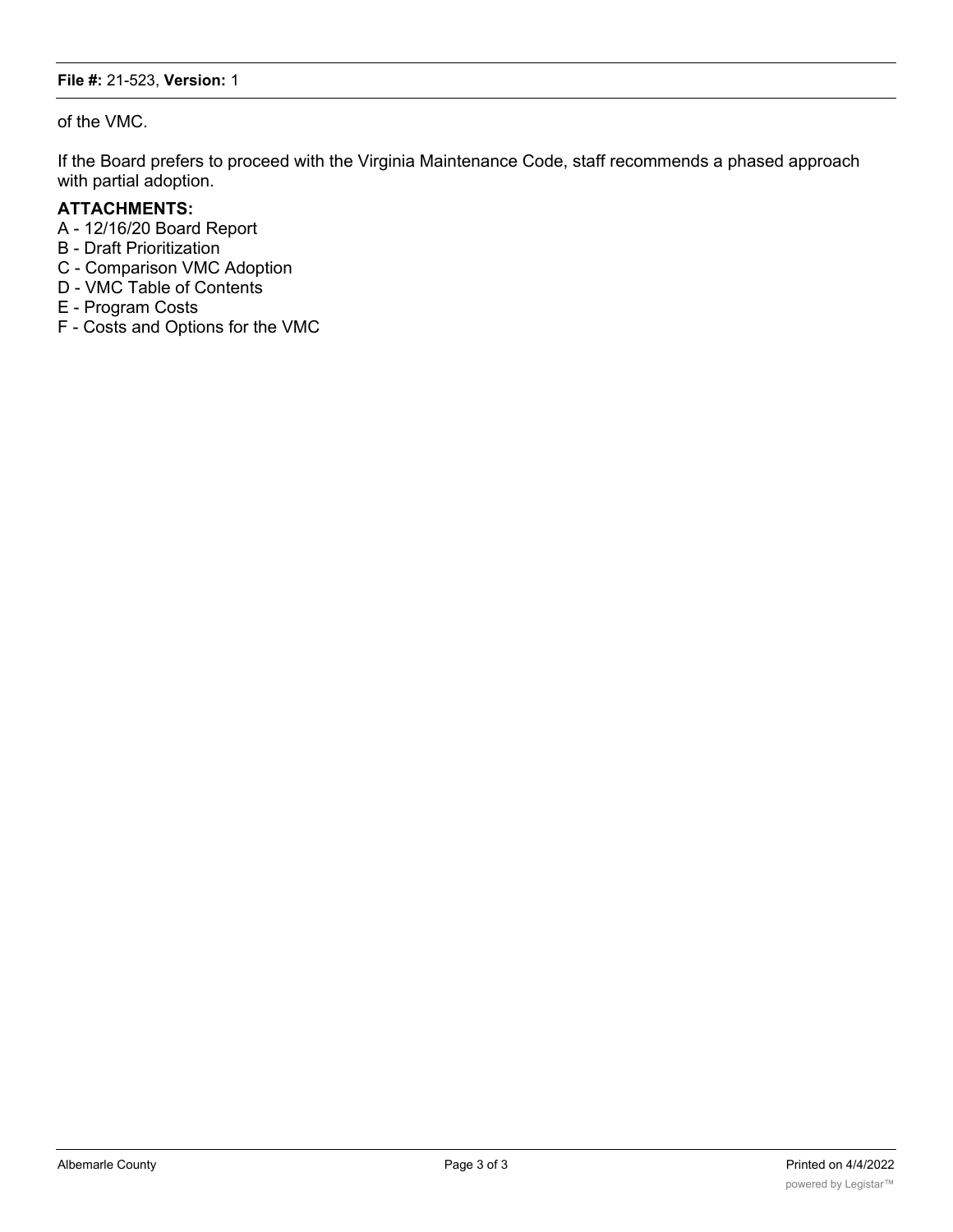of the VMC.

If the Board prefers to proceed with the Virginia Maintenance Code, staff recommends a phased approach with partial adoption.

**ATTACHMENTS:**

A - 12/16/20 Board Report
B - Draft Prioritization
C - Comparison VMC Adoption
D - VMC Table of Contents
E - Program Costs
F - Costs and Options for the VMC